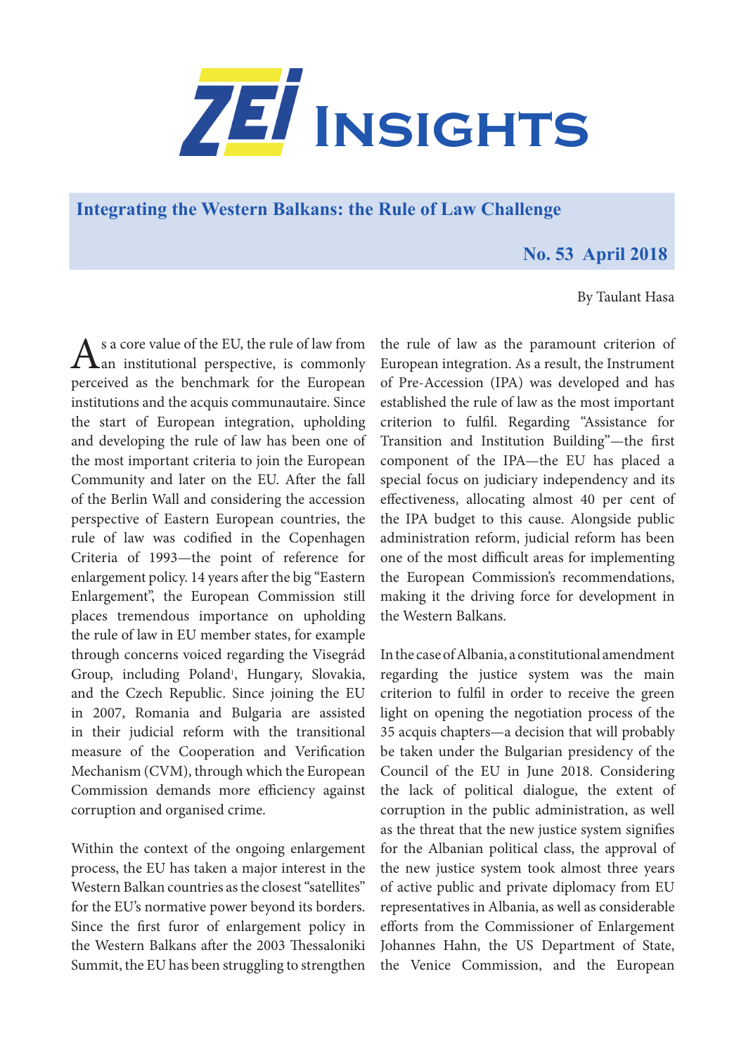# ZEI Insights

## Integrating the Western Balkans: the Rule of Law Challenge

**No. 53 April 2018**

By Taulant Hasa

As a core value of the EU, the rule of law from an institutional perspective, is commonly perceived as the benchmark for the European institutions and the acquis communautaire. Since the start of European integration, upholding and developing the rule of law has been one of the most important criteria to join the European Community and later on the EU. After the fall of the Berlin Wall and considering the accession perspective of Eastern European countries, the rule of law was codified in the Copenhagen Criteria of 1993—the point of reference for enlargement policy. 14 years after the big "Eastern Enlargement", the European Commission still places tremendous importance on upholding the rule of law in EU member states, for example through concerns voiced regarding the Visegrád Group, including Poland[1], Hungary, Slovakia, and the Czech Republic. Since joining the EU in 2007, Romania and Bulgaria are assisted in their judicial reform with the transitional measure of the Cooperation and Verification Mechanism (CVM), through which the European Commission demands more efficiency against corruption and organised crime.

Within the context of the ongoing enlargement process, the EU has taken a major interest in the Western Balkan countries as the closest "satellites" for the EU's normative power beyond its borders. Since the first furor of enlargement policy in the Western Balkans after the 2003 Thessaloniki Summit, the EU has been struggling to strengthen the rule of law as the paramount criterion of European integration. As a result, the Instrument of Pre-Accession (IPA) was developed and has established the rule of law as the most important criterion to fulfil. Regarding "Assistance for Transition and Institution Building"—the first component of the IPA—the EU has placed a special focus on judiciary independency and its effectiveness, allocating almost 40 per cent of the IPA budget to this cause. Alongside public administration reform, judicial reform has been one of the most difficult areas for implementing the European Commission's recommendations, making it the driving force for development in the Western Balkans.

In the case of Albania, a constitutional amendment regarding the justice system was the main criterion to fulfil in order to receive the green light on opening the negotiation process of the 35 acquis chapters—a decision that will probably be taken under the Bulgarian presidency of the Council of the EU in June 2018. Considering the lack of political dialogue, the extent of corruption in the public administration, as well as the threat that the new justice system signifies for the Albanian political class, the approval of the new justice system took almost three years of active public and private diplomacy from EU representatives in Albania, as well as considerable efforts from the Commissioner of Enlargement Johannes Hahn, the US Department of State, the Venice Commission, and the European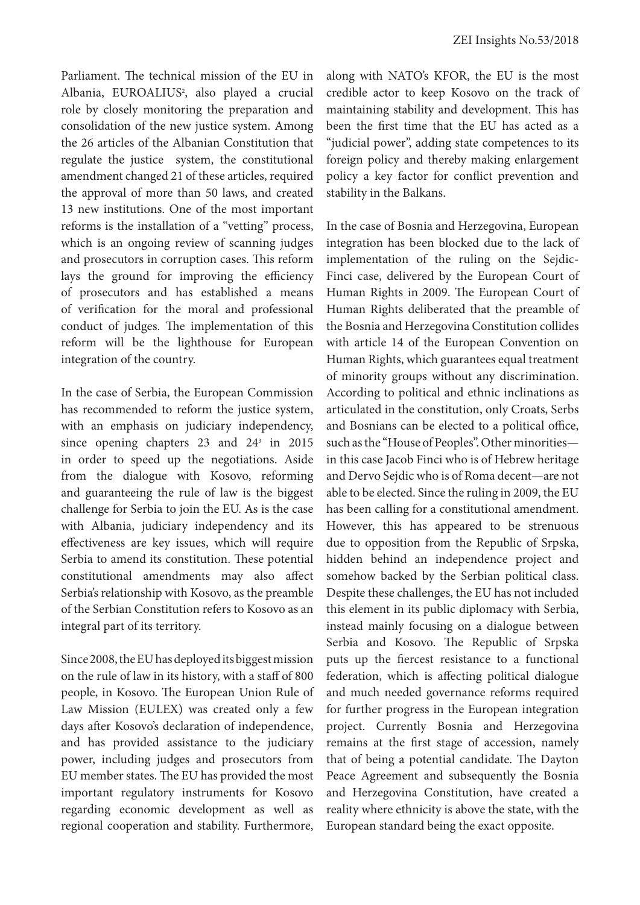Parliament. The technical mission of the EU in Albania, EUROALIUS[2], also played a crucial role by closely monitoring the preparation and consolidation of the new justice system. Among the 26 articles of the Albanian Constitution that regulate the justice system, the constitutional amendment changed 21 of these articles, required the approval of more than 50 laws, and created 13 new institutions. One of the most important reforms is the installation of a "vetting" process, which is an ongoing review of scanning judges and prosecutors in corruption cases. This reform lays the ground for improving the efficiency of prosecutors and has established a means of verification for the moral and professional conduct of judges. The implementation of this reform will be the lighthouse for European integration of the country.

In the case of Serbia, the European Commission has recommended to reform the justice system, with an emphasis on judiciary independency, since opening chapters 23 and 24[3] in 2015 in order to speed up the negotiations. Aside from the dialogue with Kosovo, reforming and guaranteeing the rule of law is the biggest challenge for Serbia to join the EU. As is the case with Albania, judiciary independency and its effectiveness are key issues, which will require Serbia to amend its constitution. These potential constitutional amendments may also affect Serbia's relationship with Kosovo, as the preamble of the Serbian Constitution refers to Kosovo as an integral part of its territory.

Since 2008, the EU has deployed its biggest mission on the rule of law in its history, with a staff of 800 people, in Kosovo. The European Union Rule of Law Mission (EULEX) was created only a few days after Kosovo's declaration of independence, and has provided assistance to the judiciary power, including judges and prosecutors from EU member states. The EU has provided the most important regulatory instruments for Kosovo regarding economic development as well as regional cooperation and stability. Furthermore, along with NATO's KFOR, the EU is the most credible actor to keep Kosovo on the track of maintaining stability and development. This has been the first time that the EU has acted as a "judicial power", adding state competences to its foreign policy and thereby making enlargement policy a key factor for conflict prevention and stability in the Balkans.

In the case of Bosnia and Herzegovina, European integration has been blocked due to the lack of implementation of the ruling on the Sejdic-Finci case, delivered by the European Court of Human Rights in 2009. The European Court of Human Rights deliberated that the preamble of the Bosnia and Herzegovina Constitution collides with article 14 of the European Convention on Human Rights, which guarantees equal treatment of minority groups without any discrimination. According to political and ethnic inclinations as articulated in the constitution, only Croats, Serbs and Bosnians can be elected to a political office, such as the "House of Peoples". Other minorities—in this case Jacob Finci who is of Hebrew heritage and Dervo Sejdic who is of Roma decent—are not able to be elected. Since the ruling in 2009, the EU has been calling for a constitutional amendment. However, this has appeared to be strenuous due to opposition from the Republic of Srpska, hidden behind an independence project and somehow backed by the Serbian political class. Despite these challenges, the EU has not included this element in its public diplomacy with Serbia, instead mainly focusing on a dialogue between Serbia and Kosovo. The Republic of Srpska puts up the fiercest resistance to a functional federation, which is affecting political dialogue and much needed governance reforms required for further progress in the European integration project. Currently Bosnia and Herzegovina remains at the first stage of accession, namely that of being a potential candidate. The Dayton Peace Agreement and subsequently the Bosnia and Herzegovina Constitution, have created a reality where ethnicity is above the state, with the European standard being the exact opposite.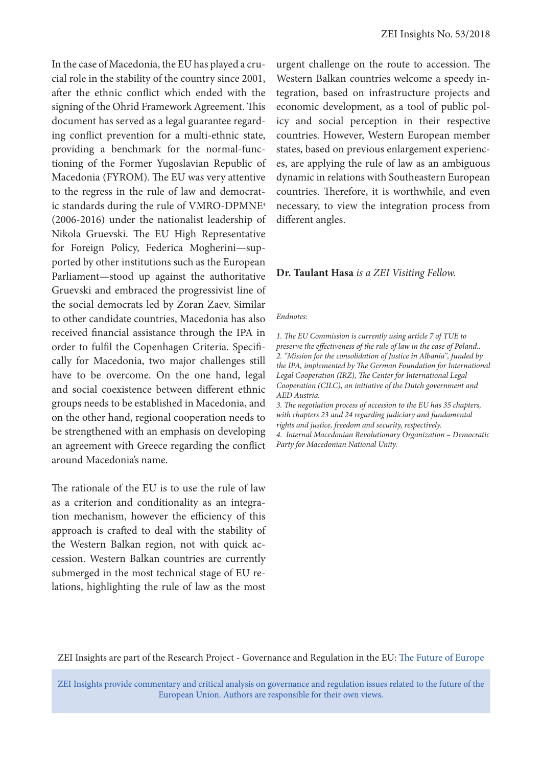In the case of Macedonia, the EU has played a crucial role in the stability of the country since 2001, after the ethnic conflict which ended with the signing of the Ohrid Framework Agreement. This document has served as a legal guarantee regarding conflict prevention for a multi-ethnic state, providing a benchmark for the normal-functioning of the Former Yugoslavian Republic of Macedonia (FYROM). The EU was very attentive to the regress in the rule of law and democratic standards during the rule of VMRO-DPMNE[4] (2006-2016) under the nationalist leadership of Nikola Gruevski. The EU High Representative for Foreign Policy, Federica Mogherini—supported by other institutions such as the European Parliament—stood up against the authoritative Gruevski and embraced the progressivist line of the social democrats led by Zoran Zaev. Similar to other candidate countries, Macedonia has also received financial assistance through the IPA in order to fulfil the Copenhagen Criteria. Specifically for Macedonia, two major challenges still have to be overcome. On the one hand, legal and social coexistence between different ethnic groups needs to be established in Macedonia, and on the other hand, regional cooperation needs to be strengthened with an emphasis on developing an agreement with Greece regarding the conflict around Macedonia's name.

The rationale of the EU is to use the rule of law as a criterion and conditionality as an integration mechanism, however the efficiency of this approach is crafted to deal with the stability of the Western Balkan region, not with quick accession. Western Balkan countries are currently submerged in the most technical stage of EU relations, highlighting the rule of law as the most urgent challenge on the route to accession. The Western Balkan countries welcome a speedy integration, based on infrastructure projects and economic development, as a tool of public policy and social perception in their respective countries. However, Western European member states, based on previous enlargement experiences, are applying the rule of law as an ambiguous dynamic in relations with Southeastern European countries. Therefore, it is worthwhile, and even necessary, to view the integration process from different angles.

**Dr. Taulant Hasa** *is a ZEI Visiting Fellow.*

*Endnotes:*

*1. The EU Commission is currently using article 7 of TUE to preserve the effectiveness of the rule of law in the case of Poland..*
*2. "Mission for the consolidation of Justice in Albania", funded by the IPA, implemented by The German Foundation for International Legal Cooperation (IRZ), The Center for International Legal Cooperation (CILC), an initiative of the Dutch government and AED Austria.*
*3. The negotiation process of accession to the EU has 35 chapters, with chapters 23 and 24 regarding judiciary and fundamental rights and justice, freedom and security, respectively.*
*4. Internal Macedonian Revolutionary Organization – Democratic Party for Macedonian National Unity.*

ZEI Insights are part of the Research Project - Governance and Regulation in the EU: The Future of Europe

ZEI Insights provide commentary and critical analysis on governance and regulation issues related to the future of the European Union. Authors are responsible for their own views.